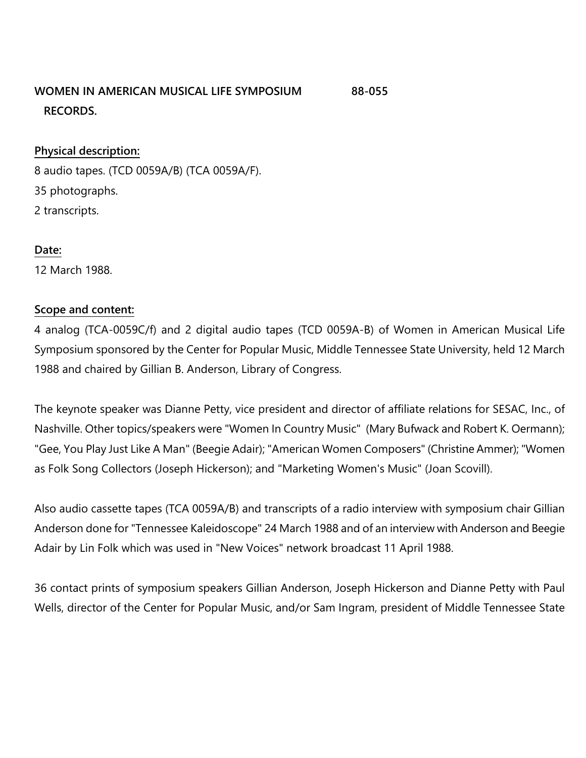**WOMEN IN AMERICAN MUSICAL LIFE SYMPOSIUM RECORDS.** **88-055**

**Physical description:**

8 audio tapes. (TCD 0059A/B) (TCA 0059A/F).

35 photographs.

2 transcripts.

**Date:**

12 March 1988.

**Scope and content:**

4 analog (TCA-0059C/f) and 2 digital audio tapes (TCD 0059A-B) of Women in American Musical Life Symposium sponsored by the Center for Popular Music, Middle Tennessee State University, held 12 March 1988 and chaired by Gillian B. Anderson, Library of Congress.

The keynote speaker was Dianne Petty, vice president and director of affiliate relations for SESAC, Inc., of Nashville. Other topics/speakers were "Women In Country Music" (Mary Bufwack and Robert K. Oermann); "Gee, You Play Just Like A Man" (Beegie Adair); "American Women Composers" (Christine Ammer); "Women as Folk Song Collectors (Joseph Hickerson); and "Marketing Women's Music" (Joan Scovill).

Also audio cassette tapes (TCA 0059A/B) and transcripts of a radio interview with symposium chair Gillian Anderson done for "Tennessee Kaleidoscope" 24 March 1988 and of an interview with Anderson and Beegie Adair by Lin Folk which was used in "New Voices" network broadcast 11 April 1988.

36 contact prints of symposium speakers Gillian Anderson, Joseph Hickerson and Dianne Petty with Paul Wells, director of the Center for Popular Music, and/or Sam Ingram, president of Middle Tennessee State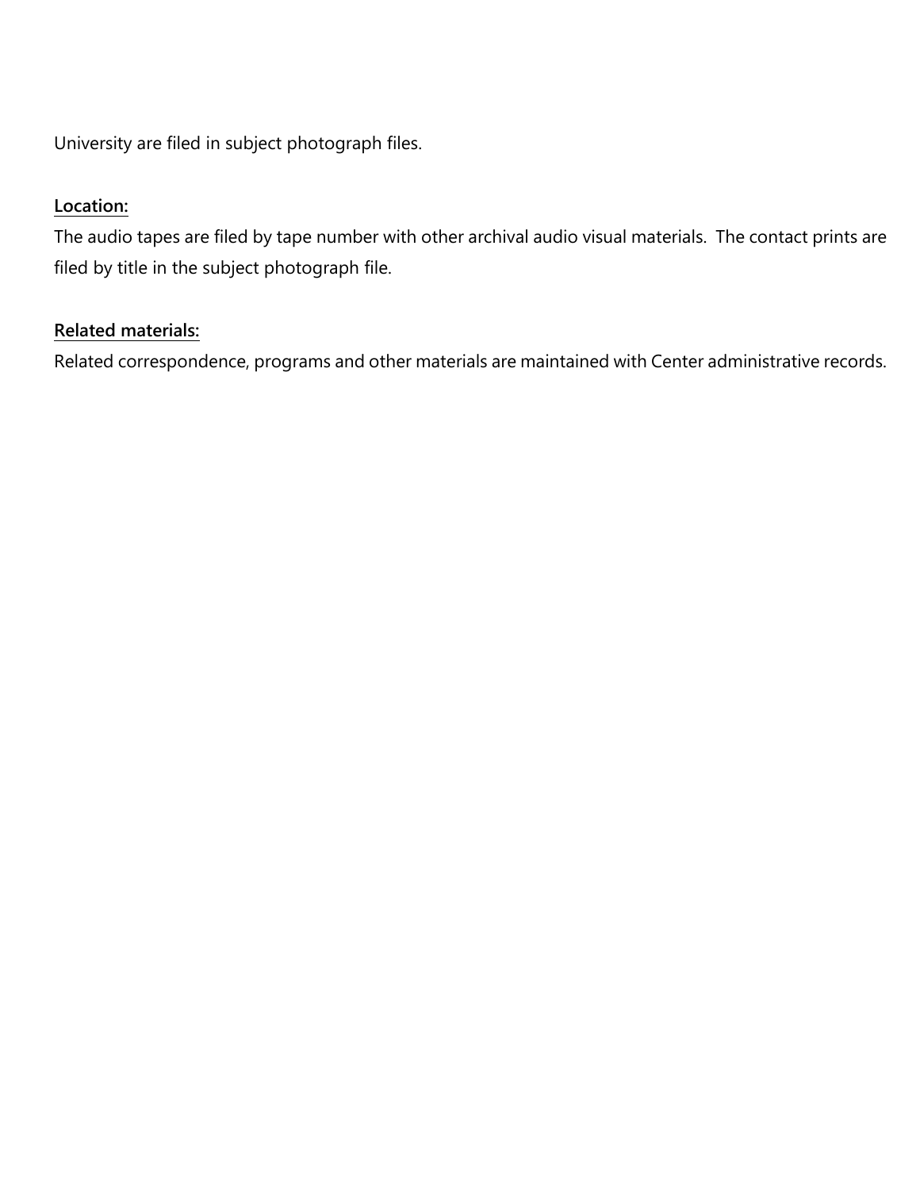University are filed in subject photograph files.

**Location:**

The audio tapes are filed by tape number with other archival audio visual materials. The contact prints are filed by title in the subject photograph file.

**Related materials:**

Related correspondence, programs and other materials are maintained with Center administrative records.